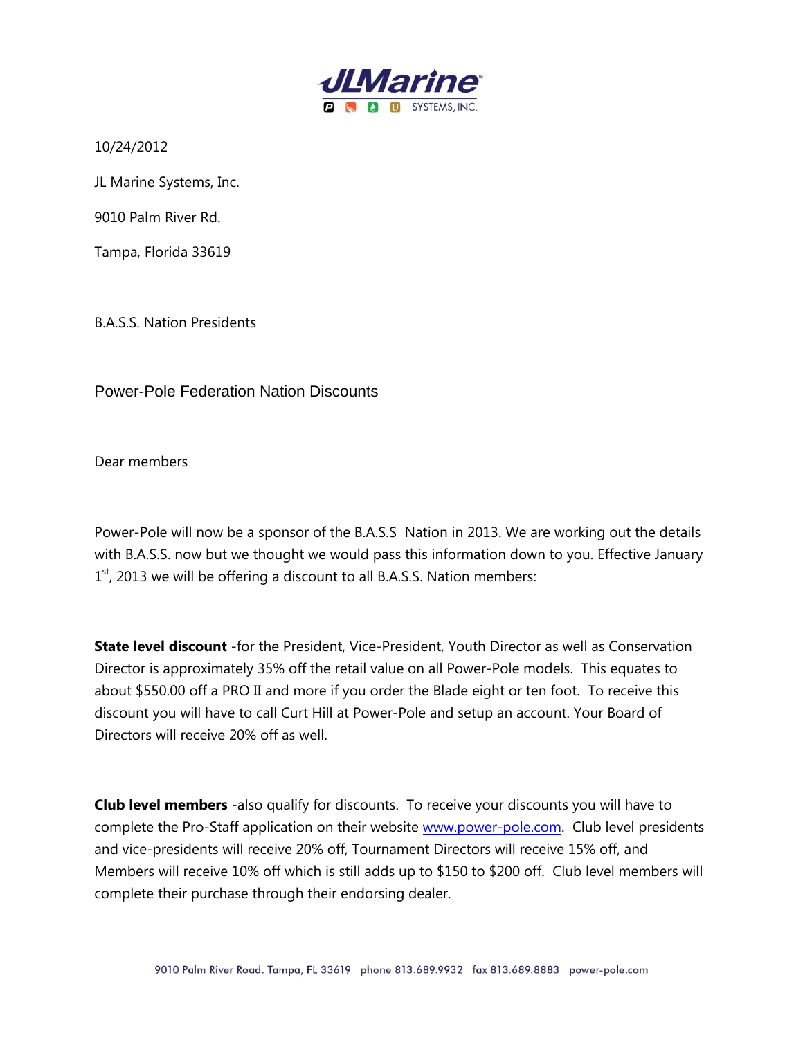10/24/2012

JL Marine Systems, Inc.

9010 Palm River Rd.

Tampa, Florida 33619

B.A.S.S. Nation Presidents

Power-Pole Federation Nation Discounts

Dear members

Power-Pole will now be a sponsor of the B.A.S.S Nation in 2013. We are working out the details with B.A.S.S. now but we thought we would pass this information down to you. Effective January 1st, 2013 we will be offering a discount to all B.A.S.S. Nation members:

**State level discount** -for the President, Vice-President, Youth Director as well as Conservation Director is approximately 35% off the retail value on all Power-Pole models. This equates to about $550.00 off a PRO II and more if you order the Blade eight or ten foot. To receive this discount you will have to call Curt Hill at Power-Pole and setup an account. Your Board of Directors will receive 20% off as well.

**Club level members** -also qualify for discounts. To receive your discounts you will have to complete the Pro-Staff application on their website www.power-pole.com. Club level presidents and vice-presidents will receive 20% off, Tournament Directors will receive 15% off, and Members will receive 10% off which is still adds up to $150 to $200 off. Club level members will complete their purchase through their endorsing dealer.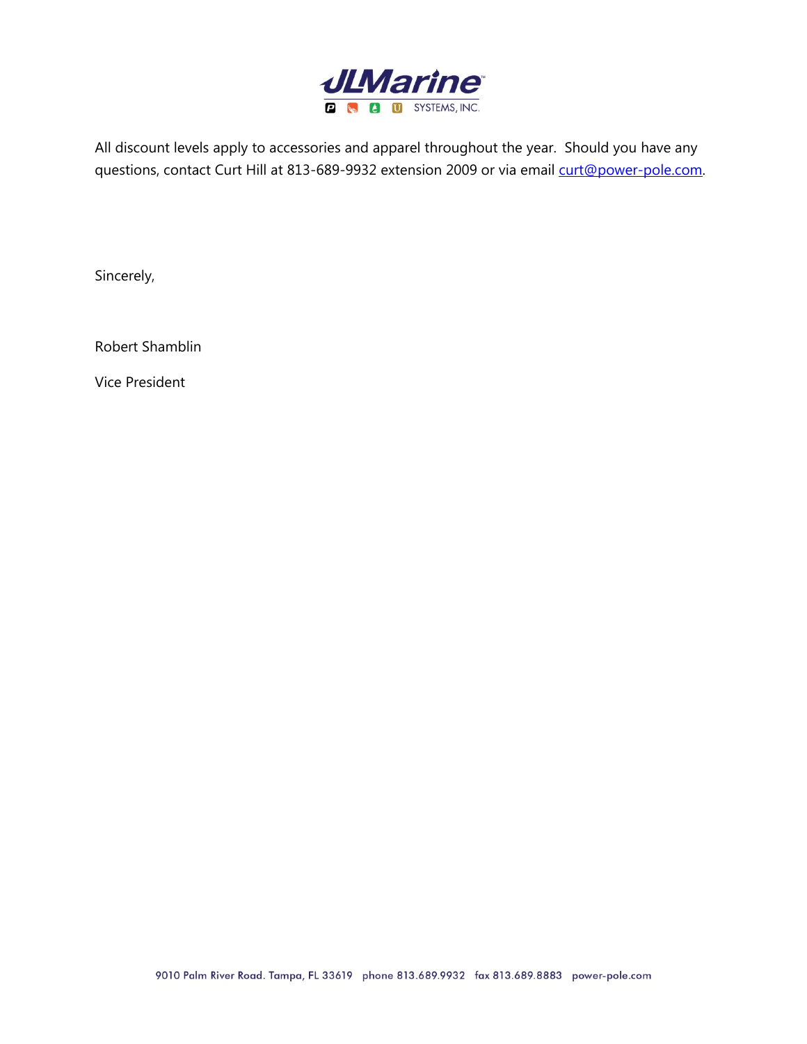All discount levels apply to accessories and apparel throughout the year. Should you have any questions, contact Curt Hill at 813-689-9932 extension 2009 or via email curt@power-pole.com.

Sincerely,

Robert Shamblin

Vice President